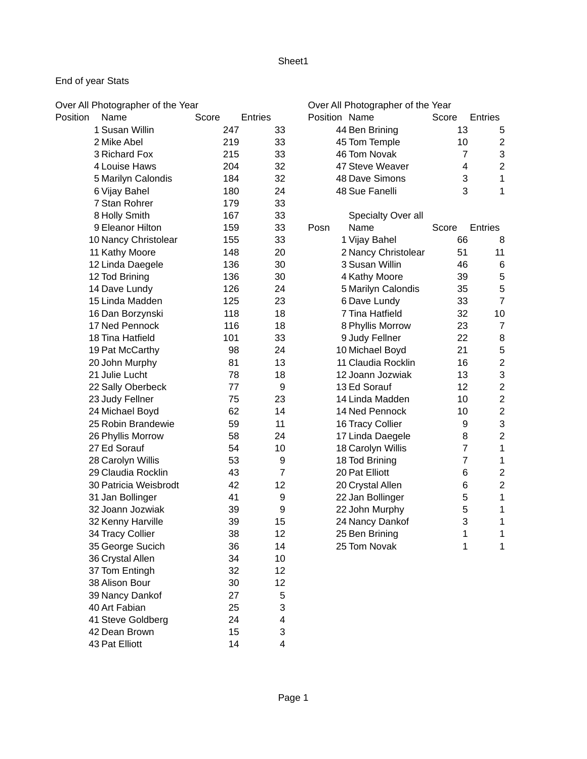End of year Stats

Over All Photographer of the Year

| Position | Name | Score | Entries |
|---|---|---|---|
| 1 | Susan Willin | 247 | 33 |
| 2 | Mike Abel | 219 | 33 |
| 3 | Richard Fox | 215 | 33 |
| 4 | Louise Haws | 204 | 32 |
| 5 | Marilyn Calondis | 184 | 32 |
| 6 | Vijay Bahel | 180 | 24 |
| 7 | Stan Rohrer | 179 | 33 |
| 8 | Holly Smith | 167 | 33 |
| 9 | Eleanor Hilton | 159 | 33 |
| 10 | Nancy Christolear | 155 | 33 |
| 11 | Kathy Moore | 148 | 20 |
| 12 | Linda Daegele | 136 | 30 |
| 12 | Tod Brining | 136 | 30 |
| 14 | Dave Lundy | 126 | 24 |
| 15 | Linda Madden | 125 | 23 |
| 16 | Dan Borzynski | 118 | 18 |
| 17 | Ned Pennock | 116 | 18 |
| 18 | Tina Hatfield | 101 | 33 |
| 19 | Pat McCarthy | 98 | 24 |
| 20 | John Murphy | 81 | 13 |
| 21 | Julie Lucht | 78 | 18 |
| 22 | Sally Oberbeck | 77 | 9 |
| 23 | Judy Fellner | 75 | 23 |
| 24 | Michael Boyd | 62 | 14 |
| 25 | Robin Brandewie | 59 | 11 |
| 26 | Phyllis Morrow | 58 | 24 |
| 27 | Ed Sorauf | 54 | 10 |
| 28 | Carolyn Willis | 53 | 9 |
| 29 | Claudia Rocklin | 43 | 7 |
| 30 | Patricia Weisbrodt | 42 | 12 |
| 31 | Jan Bollinger | 41 | 9 |
| 32 | Joann Jozwiak | 39 | 9 |
| 32 | Kenny Harville | 39 | 15 |
| 34 | Tracy Collier | 38 | 12 |
| 35 | George Sucich | 36 | 14 |
| 36 | Crystal Allen | 34 | 10 |
| 37 | Tom Entingh | 32 | 12 |
| 38 | Alison Bour | 30 | 12 |
| 39 | Nancy Dankof | 27 | 5 |
| 40 | Art Fabian | 25 | 3 |
| 41 | Steve Goldberg | 24 | 4 |
| 42 | Dean Brown | 15 | 3 |
| 43 | Pat Elliott | 14 | 4 |
| 44 | Ben Brining | 13 | 5 |
| 45 | Tom Temple | 10 | 2 |
| 46 | Tom Novak | 7 | 3 |
| 47 | Steve Weaver | 4 | 2 |
| 48 | Dave Simons | 3 | 1 |
| 48 | Sue Fanelli | 3 | 1 |

Specialty Over all

| Posn | Name | Score | Entries |
|---|---|---|---|
| 1 | Vijay Bahel | 66 | 8 |
| 2 | Nancy Christolear | 51 | 11 |
| 3 | Susan Willin | 46 | 6 |
| 4 | Kathy Moore | 39 | 5 |
| 5 | Marilyn Calondis | 35 | 5 |
| 6 | Dave Lundy | 33 | 7 |
| 7 | Tina Hatfield | 32 | 10 |
| 8 | Phyllis Morrow | 23 | 7 |
| 9 | Judy Fellner | 22 | 8 |
| 10 | Michael Boyd | 21 | 5 |
| 11 | Claudia Rocklin | 16 | 2 |
| 12 | Joann Jozwiak | 13 | 3 |
| 13 | Ed Sorauf | 12 | 2 |
| 14 | Linda Madden | 10 | 2 |
| 14 | Ned Pennock | 10 | 2 |
| 16 | Tracy Collier | 9 | 3 |
| 17 | Linda Daegele | 8 | 2 |
| 18 | Carolyn Willis | 7 | 1 |
| 18 | Tod Brining | 7 | 1 |
| 20 | Pat Elliott | 6 | 2 |
| 20 | Crystal Allen | 6 | 2 |
| 22 | Jan Bollinger | 5 | 1 |
| 22 | John Murphy | 5 | 1 |
| 24 | Nancy Dankof | 3 | 1 |
| 25 | Ben Brining | 1 | 1 |
| 25 | Tom Novak | 1 | 1 |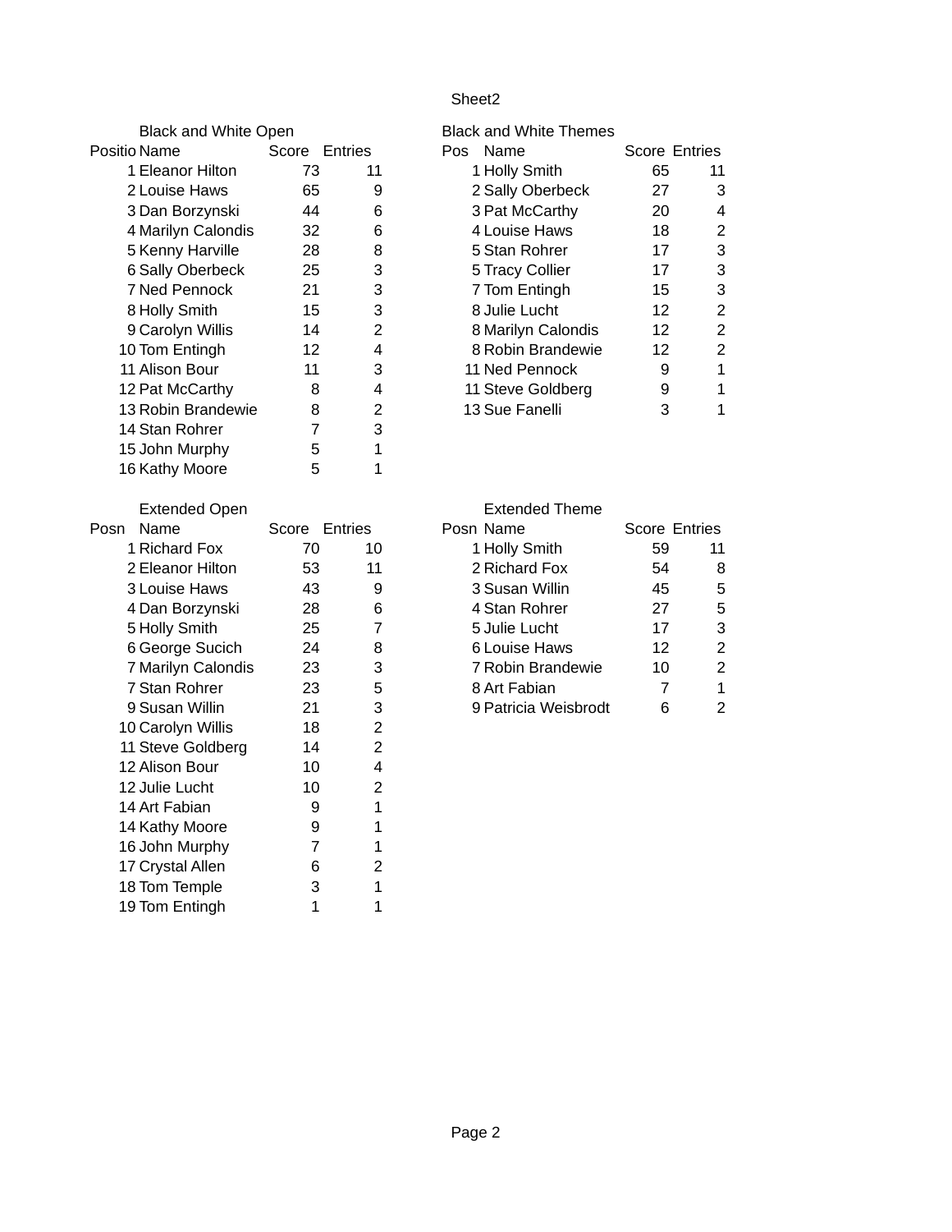Sheet2

## Black and White Open

| Positio | Name | Score | Entries |
|---|---|---|---|
| 1 | Eleanor Hilton | 73 | 11 |
| 2 | Louise Haws | 65 | 9 |
| 3 | Dan Borzynski | 44 | 6 |
| 4 | Marilyn Calondis | 32 | 6 |
| 5 | Kenny Harville | 28 | 8 |
| 6 | Sally Oberbeck | 25 | 3 |
| 7 | Ned Pennock | 21 | 3 |
| 8 | Holly Smith | 15 | 3 |
| 9 | Carolyn Willis | 14 | 2 |
| 10 | Tom Entingh | 12 | 4 |
| 11 | Alison Bour | 11 | 3 |
| 12 | Pat McCarthy | 8 | 4 |
| 13 | Robin Brandewie | 8 | 2 |
| 14 | Stan Rohrer | 7 | 3 |
| 15 | John Murphy | 5 | 1 |
| 16 | Kathy Moore | 5 | 1 |

## Black and White Themes

| Pos | Name | Score | Entries |
|---|---|---|---|
| 1 | Holly Smith | 65 | 11 |
| 2 | Sally Oberbeck | 27 | 3 |
| 3 | Pat McCarthy | 20 | 4 |
| 4 | Louise Haws | 18 | 2 |
| 5 | Stan Rohrer | 17 | 3 |
| 5 | Tracy Collier | 17 | 3 |
| 7 | Tom Entingh | 15 | 3 |
| 8 | Julie Lucht | 12 | 2 |
| 8 | Marilyn Calondis | 12 | 2 |
| 8 | Robin Brandewie | 12 | 2 |
| 11 | Ned Pennock | 9 | 1 |
| 11 | Steve Goldberg | 9 | 1 |
| 13 | Sue Fanelli | 3 | 1 |

## Extended Open

| Posn | Name | Score | Entries |
|---|---|---|---|
| 1 | Richard Fox | 70 | 10 |
| 2 | Eleanor Hilton | 53 | 11 |
| 3 | Louise Haws | 43 | 9 |
| 4 | Dan Borzynski | 28 | 6 |
| 5 | Holly Smith | 25 | 7 |
| 6 | George Sucich | 24 | 8 |
| 7 | Marilyn Calondis | 23 | 3 |
| 7 | Stan Rohrer | 23 | 5 |
| 9 | Susan Willin | 21 | 3 |
| 10 | Carolyn Willis | 18 | 2 |
| 11 | Steve Goldberg | 14 | 2 |
| 12 | Alison Bour | 10 | 4 |
| 12 | Julie Lucht | 10 | 2 |
| 14 | Art Fabian | 9 | 1 |
| 14 | Kathy Moore | 9 | 1 |
| 16 | John Murphy | 7 | 1 |
| 17 | Crystal Allen | 6 | 2 |
| 18 | Tom Temple | 3 | 1 |
| 19 | Tom Entingh | 1 | 1 |

## Extended Theme

| Posn | Name | Score | Entries |
|---|---|---|---|
| 1 | Holly Smith | 59 | 11 |
| 2 | Richard Fox | 54 | 8 |
| 3 | Susan Willin | 45 | 5 |
| 4 | Stan Rohrer | 27 | 5 |
| 5 | Julie Lucht | 17 | 3 |
| 6 | Louise Haws | 12 | 2 |
| 7 | Robin Brandewie | 10 | 2 |
| 8 | Art Fabian | 7 | 1 |
| 9 | Patricia Weisbrodt | 6 | 2 |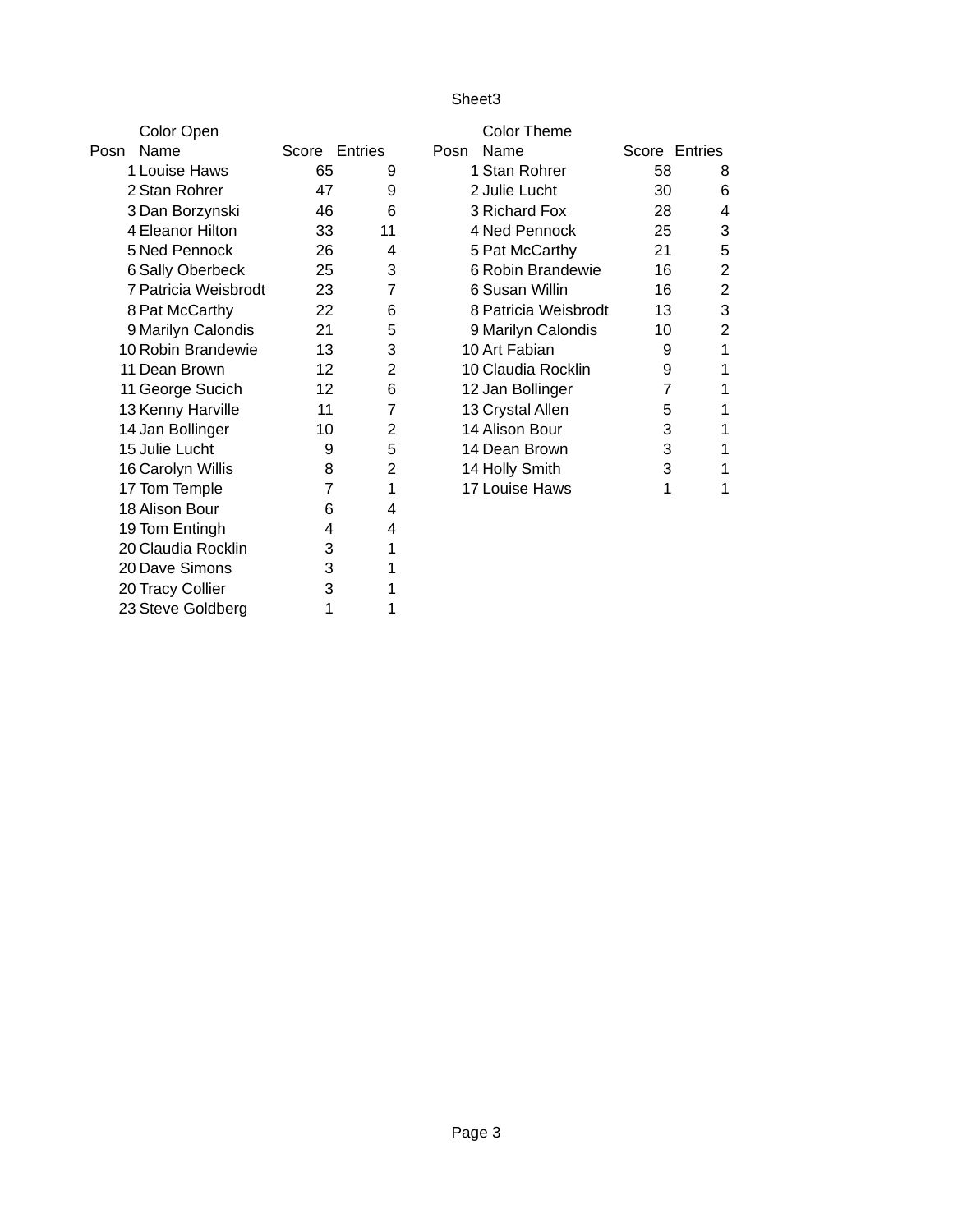Sheet3

## Color Open

| Posn | Name | Score | Entries |
| --- | --- | --- | --- |
| 1 | Louise Haws | 65 | 9 |
| 2 | Stan Rohrer | 47 | 9 |
| 3 | Dan Borzynski | 46 | 6 |
| 4 | Eleanor Hilton | 33 | 11 |
| 5 | Ned Pennock | 26 | 4 |
| 6 | Sally Oberbeck | 25 | 3 |
| 7 | Patricia Weisbrodt | 23 | 7 |
| 8 | Pat McCarthy | 22 | 6 |
| 9 | Marilyn Calondis | 21 | 5 |
| 10 | Robin Brandewie | 13 | 3 |
| 11 | Dean Brown | 12 | 2 |
| 11 | George Sucich | 12 | 6 |
| 13 | Kenny Harville | 11 | 7 |
| 14 | Jan Bollinger | 10 | 2 |
| 15 | Julie Lucht | 9 | 5 |
| 16 | Carolyn Willis | 8 | 2 |
| 17 | Tom Temple | 7 | 1 |
| 18 | Alison Bour | 6 | 4 |
| 19 | Tom Entingh | 4 | 4 |
| 20 | Claudia Rocklin | 3 | 1 |
| 20 | Dave Simons | 3 | 1 |
| 20 | Tracy Collier | 3 | 1 |
| 23 | Steve Goldberg | 1 | 1 |

## Color Theme

| Posn | Name | Score | Entries |
| --- | --- | --- | --- |
| 1 | Stan Rohrer | 58 | 8 |
| 2 | Julie Lucht | 30 | 6 |
| 3 | Richard Fox | 28 | 4 |
| 4 | Ned Pennock | 25 | 3 |
| 5 | Pat McCarthy | 21 | 5 |
| 6 | Robin Brandewie | 16 | 2 |
| 6 | Susan Willin | 16 | 2 |
| 8 | Patricia Weisbrodt | 13 | 3 |
| 9 | Marilyn Calondis | 10 | 2 |
| 10 | Art Fabian | 9 | 1 |
| 10 | Claudia Rocklin | 9 | 1 |
| 12 | Jan Bollinger | 7 | 1 |
| 13 | Crystal Allen | 5 | 1 |
| 14 | Alison Bour | 3 | 1 |
| 14 | Dean Brown | 3 | 1 |
| 14 | Holly Smith | 3 | 1 |
| 17 | Louise Haws | 1 | 1 |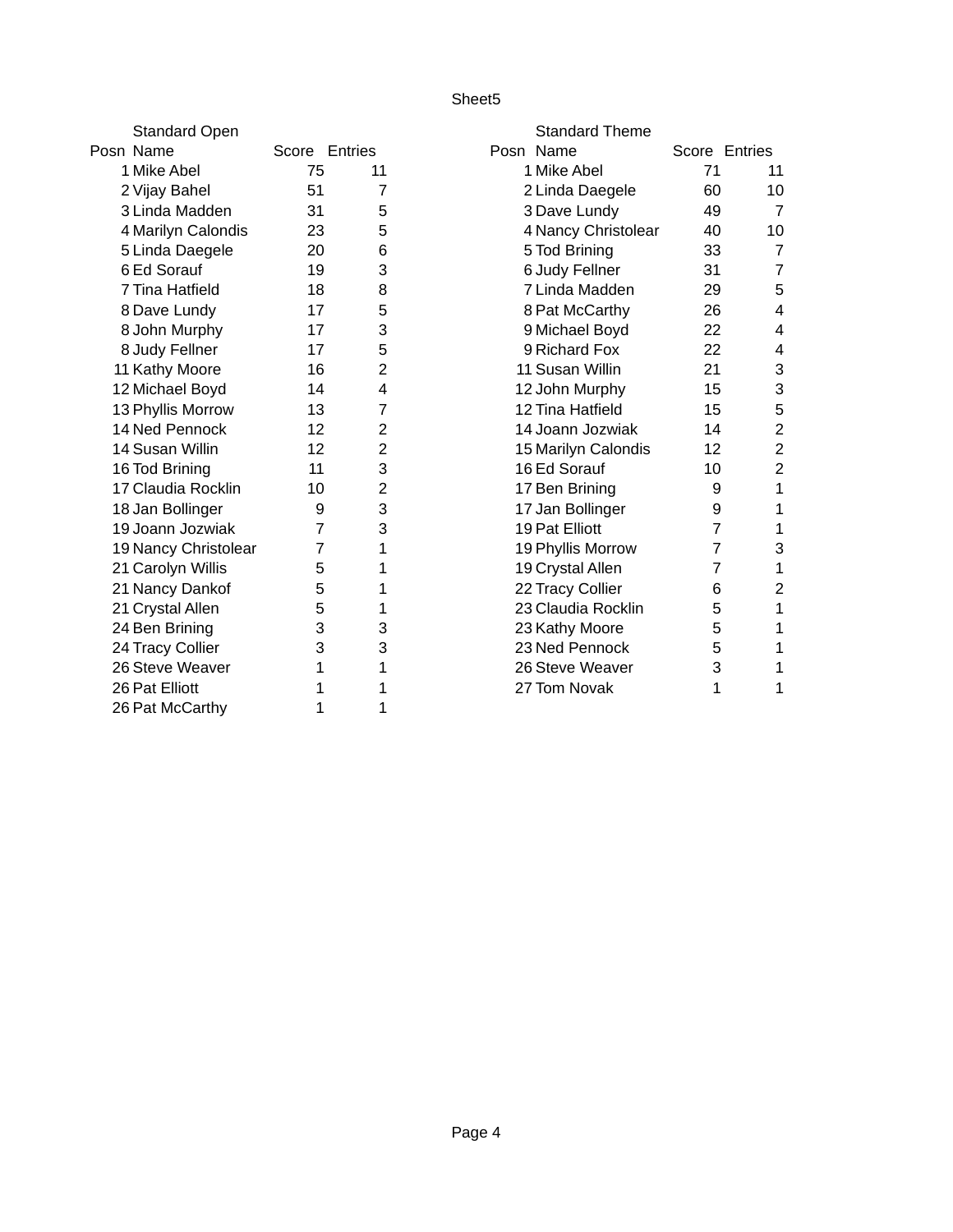Sheet5

## Standard Open

| Posn | Name | Score | Entries |
|---|---|---|---|
| 1 | Mike Abel | 75 | 11 |
| 2 | Vijay Bahel | 51 | 7 |
| 3 | Linda Madden | 31 | 5 |
| 4 | Marilyn Calondis | 23 | 5 |
| 5 | Linda Daegele | 20 | 6 |
| 6 | Ed Sorauf | 19 | 3 |
| 7 | Tina Hatfield | 18 | 8 |
| 8 | Dave Lundy | 17 | 5 |
| 8 | John Murphy | 17 | 3 |
| 8 | Judy Fellner | 17 | 5 |
| 11 | Kathy Moore | 16 | 2 |
| 12 | Michael Boyd | 14 | 4 |
| 13 | Phyllis Morrow | 13 | 7 |
| 14 | Ned Pennock | 12 | 2 |
| 14 | Susan Willin | 12 | 2 |
| 16 | Tod Brining | 11 | 3 |
| 17 | Claudia Rocklin | 10 | 2 |
| 18 | Jan Bollinger | 9 | 3 |
| 19 | Joann Jozwiak | 7 | 3 |
| 19 | Nancy Christolear | 7 | 1 |
| 21 | Carolyn Willis | 5 | 1 |
| 21 | Nancy Dankof | 5 | 1 |
| 21 | Crystal Allen | 5 | 1 |
| 24 | Ben Brining | 3 | 3 |
| 24 | Tracy Collier | 3 | 3 |
| 26 | Steve Weaver | 1 | 1 |
| 26 | Pat Elliott | 1 | 1 |
| 26 | Pat McCarthy | 1 | 1 |

## Standard Theme

| Posn | Name | Score | Entries |
|---|---|---|---|
| 1 | Mike Abel | 71 | 11 |
| 2 | Linda Daegele | 60 | 10 |
| 3 | Dave Lundy | 49 | 7 |
| 4 | Nancy Christolear | 40 | 10 |
| 5 | Tod Brining | 33 | 7 |
| 6 | Judy Fellner | 31 | 7 |
| 7 | Linda Madden | 29 | 5 |
| 8 | Pat McCarthy | 26 | 4 |
| 9 | Michael Boyd | 22 | 4 |
| 9 | Richard Fox | 22 | 4 |
| 11 | Susan Willin | 21 | 3 |
| 12 | John Murphy | 15 | 3 |
| 12 | Tina Hatfield | 15 | 5 |
| 14 | Joann Jozwiak | 14 | 2 |
| 15 | Marilyn Calondis | 12 | 2 |
| 16 | Ed Sorauf | 10 | 2 |
| 17 | Ben Brining | 9 | 1 |
| 17 | Jan Bollinger | 9 | 1 |
| 19 | Pat Elliott | 7 | 1 |
| 19 | Phyllis Morrow | 7 | 3 |
| 19 | Crystal Allen | 7 | 1 |
| 22 | Tracy Collier | 6 | 2 |
| 23 | Claudia Rocklin | 5 | 1 |
| 23 | Kathy Moore | 5 | 1 |
| 23 | Ned Pennock | 5 | 1 |
| 26 | Steve Weaver | 3 | 1 |
| 27 | Tom Novak | 1 | 1 |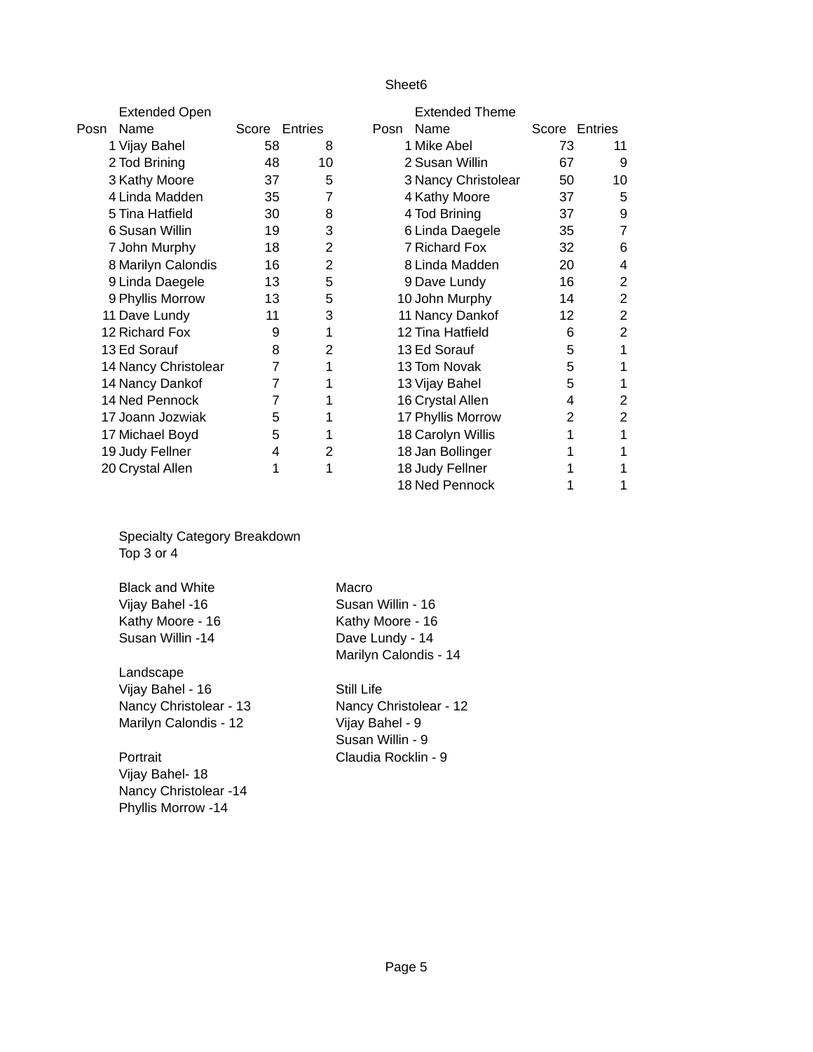Sheet6

### Extended Open

| Posn | Name | Score | Entries |
|---|---|---|---|
| 1 | Vijay Bahel | 58 | 8 |
| 2 | Tod Brining | 48 | 10 |
| 3 | Kathy Moore | 37 | 5 |
| 4 | Linda Madden | 35 | 7 |
| 5 | Tina Hatfield | 30 | 8 |
| 6 | Susan Willin | 19 | 3 |
| 7 | John Murphy | 18 | 2 |
| 8 | Marilyn Calondis | 16 | 2 |
| 9 | Linda Daegele | 13 | 5 |
| 9 | Phyllis Morrow | 13 | 5 |
| 11 | Dave Lundy | 11 | 3 |
| 12 | Richard Fox | 9 | 1 |
| 13 | Ed Sorauf | 8 | 2 |
| 14 | Nancy Christolear | 7 | 1 |
| 14 | Nancy Dankof | 7 | 1 |
| 14 | Ned Pennock | 7 | 1 |
| 17 | Joann Jozwiak | 5 | 1 |
| 17 | Michael Boyd | 5 | 1 |
| 19 | Judy Fellner | 4 | 2 |
| 20 | Crystal Allen | 1 | 1 |

### Extended Theme

| Posn | Name | Score | Entries |
|---|---|---|---|
| 1 | Mike Abel | 73 | 11 |
| 2 | Susan Willin | 67 | 9 |
| 3 | Nancy Christolear | 50 | 10 |
| 4 | Kathy Moore | 37 | 5 |
| 4 | Tod Brining | 37 | 9 |
| 6 | Linda Daegele | 35 | 7 |
| 7 | Richard Fox | 32 | 6 |
| 8 | Linda Madden | 20 | 4 |
| 9 | Dave Lundy | 16 | 2 |
| 10 | John Murphy | 14 | 2 |
| 11 | Nancy Dankof | 12 | 2 |
| 12 | Tina Hatfield | 6 | 2 |
| 13 | Ed Sorauf | 5 | 1 |
| 13 | Tom Novak | 5 | 1 |
| 13 | Vijay Bahel | 5 | 1 |
| 16 | Crystal Allen | 4 | 2 |
| 17 | Phyllis Morrow | 2 | 2 |
| 18 | Carolyn Willis | 1 | 1 |
| 18 | Jan Bollinger | 1 | 1 |
| 18 | Judy Fellner | 1 | 1 |
| 18 | Ned Pennock | 1 | 1 |

### Specialty Category Breakdown
Top 3 or 4

**Black and White**
Vijay Bahel -16
Kathy Moore - 16
Susan Willin -14

**Landscape**
Vijay Bahel - 16
Nancy Christolear - 13
Marilyn Calondis - 12

**Portrait**
Vijay Bahel- 18
Nancy Christolear -14
Phyllis Morrow -14

**Macro**
Susan Willin - 16
Kathy Moore - 16
Dave Lundy - 14
Marilyn Calondis - 14

**Still Life**
Nancy Christolear - 12
Vijay Bahel - 9
Susan Willin - 9
Claudia Rocklin - 9